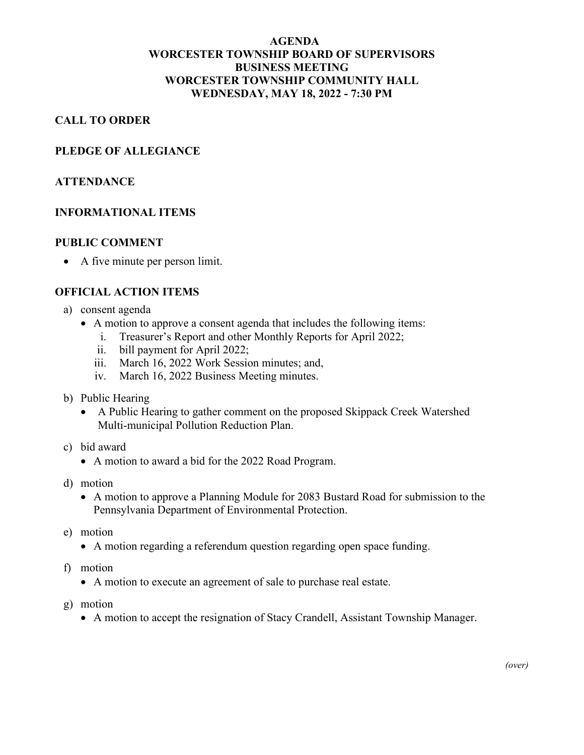# AGENDA
# WORCESTER TOWNSHIP BOARD OF SUPERVISORS
# BUSINESS MEETING
# WORCESTER TOWNSHIP COMMUNITY HALL
# WEDNESDAY, MAY 18, 2022 - 7:30 PM

## CALL TO ORDER

## PLEDGE OF ALLEGIANCE

## ATTENDANCE

## INFORMATIONAL ITEMS

## PUBLIC COMMENT

- A five minute per person limit.

## OFFICIAL ACTION ITEMS

a) consent agenda
   - A motion to approve a consent agenda that includes the following items:
     i. Treasurer's Report and other Monthly Reports for April 2022;
     ii. bill payment for April 2022;
     iii. March 16, 2022 Work Session minutes; and,
     iv. March 16, 2022 Business Meeting minutes.

b) Public Hearing
   - A Public Hearing to gather comment on the proposed Skippack Creek Watershed Multi-municipal Pollution Reduction Plan.

c) bid award
   - A motion to award a bid for the 2022 Road Program.

d) motion
   - A motion to approve a Planning Module for 2083 Bustard Road for submission to the Pennsylvania Department of Environmental Protection.

e) motion
   - A motion regarding a referendum question regarding open space funding.

f) motion
   - A motion to execute an agreement of sale to purchase real estate.

g) motion
   - A motion to accept the resignation of Stacy Crandell, Assistant Township Manager.

*(over)*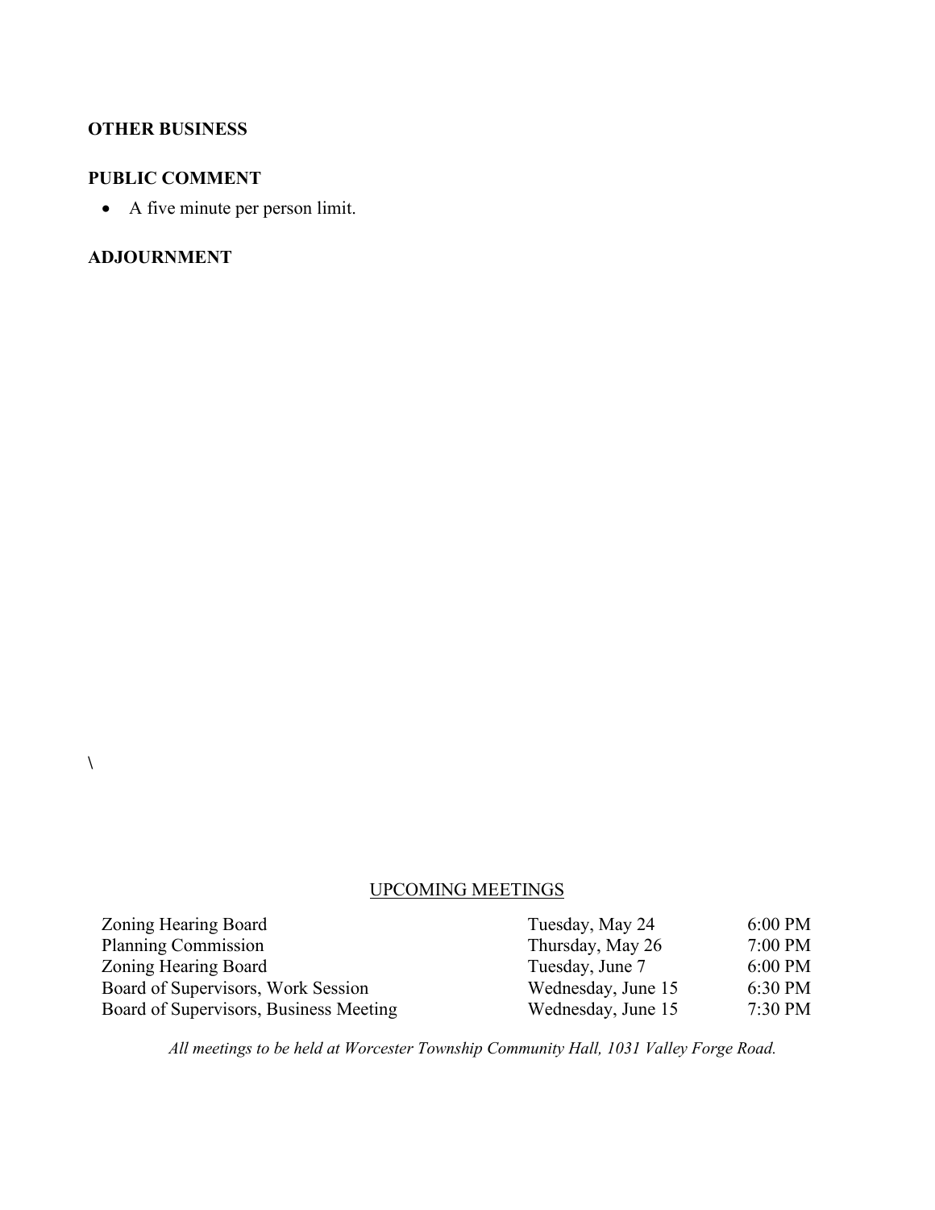**OTHER BUSINESS**

**PUBLIC COMMENT**

- A five minute per person limit.

**ADJOURNMENT**

\

UPCOMING MEETINGS

| | | |
|---|---|---|
| Zoning Hearing Board | Tuesday, May 24 | 6:00 PM |
| Planning Commission | Thursday, May 26 | 7:00 PM |
| Zoning Hearing Board | Tuesday, June 7 | 6:00 PM |
| Board of Supervisors, Work Session | Wednesday, June 15 | 6:30 PM |
| Board of Supervisors, Business Meeting | Wednesday, June 15 | 7:30 PM |

*All meetings to be held at Worcester Township Community Hall, 1031 Valley Forge Road.*